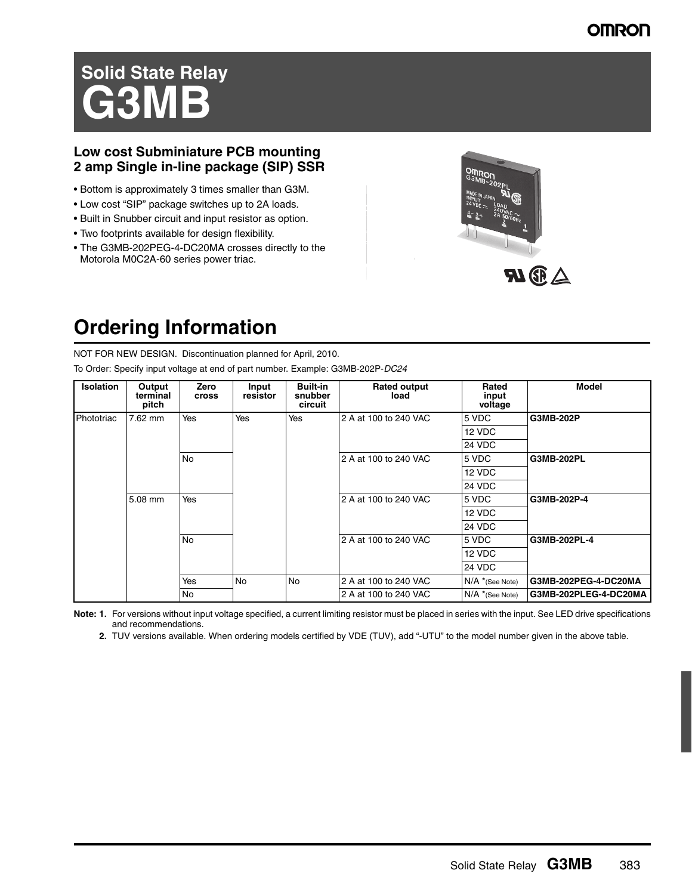# Solid State Relay
# G3MB

### Low cost Subminiature PCB mounting 2 amp Single in-line package (SIP) SSR

- Bottom is approximately 3 times smaller than G3M.
- Low cost "SIP" package switches up to 2A loads.
- Built in Snubber circuit and input resistor as option.
- Two footprints available for design flexibility.
- The G3MB-202PEG-4-DC20MA crosses directly to the Motorola M0C2A-60 series power triac.

## Ordering Information

NOT FOR NEW DESIGN. Discontinuation planned for April, 2010.

To Order: Specify input voltage at end of part number. Example: G3MB-202P-*DC24*

| Isolation | Output terminal pitch | Zero cross | Input resistor | Built-in snubber circuit | Rated output load | Rated input voltage | Model |
|---|---|---|---|---|---|---|---|
| Phototriac | 7.62 mm | Yes | Yes | Yes | 2 A at 100 to 240 VAC | 5 VDC | **G3MB-202P** |
| | | | | | | 12 VDC | |
| | | | | | | 24 VDC | |
| | | No | | | 2 A at 100 to 240 VAC | 5 VDC | **G3MB-202PL** |
| | | | | | | 12 VDC | |
| | | | | | | 24 VDC | |
| | 5.08 mm | Yes | | | 2 A at 100 to 240 VAC | 5 VDC | **G3MB-202P-4** |
| | | | | | | 12 VDC | |
| | | | | | | 24 VDC | |
| | | No | | | 2 A at 100 to 240 VAC | 5 VDC | **G3MB-202PL-4** |
| | | | | | | 12 VDC | |
| | | | | | | 24 VDC | |
| | | Yes | No | No | 2 A at 100 to 240 VAC | N/A *(See Note) | **G3MB-202PEG-4-DC20MA** |
| | | No | | | 2 A at 100 to 240 VAC | N/A *(See Note) | **G3MB-202PLEG-4-DC20MA** |

**Note: 1.** For versions without input voltage specified, a current limiting resistor must be placed in series with the input. See LED drive specifications and recommendations.

**2.** TUV versions available. When ordering models certified by VDE (TUV), add "-UTU" to the model number given in the above table.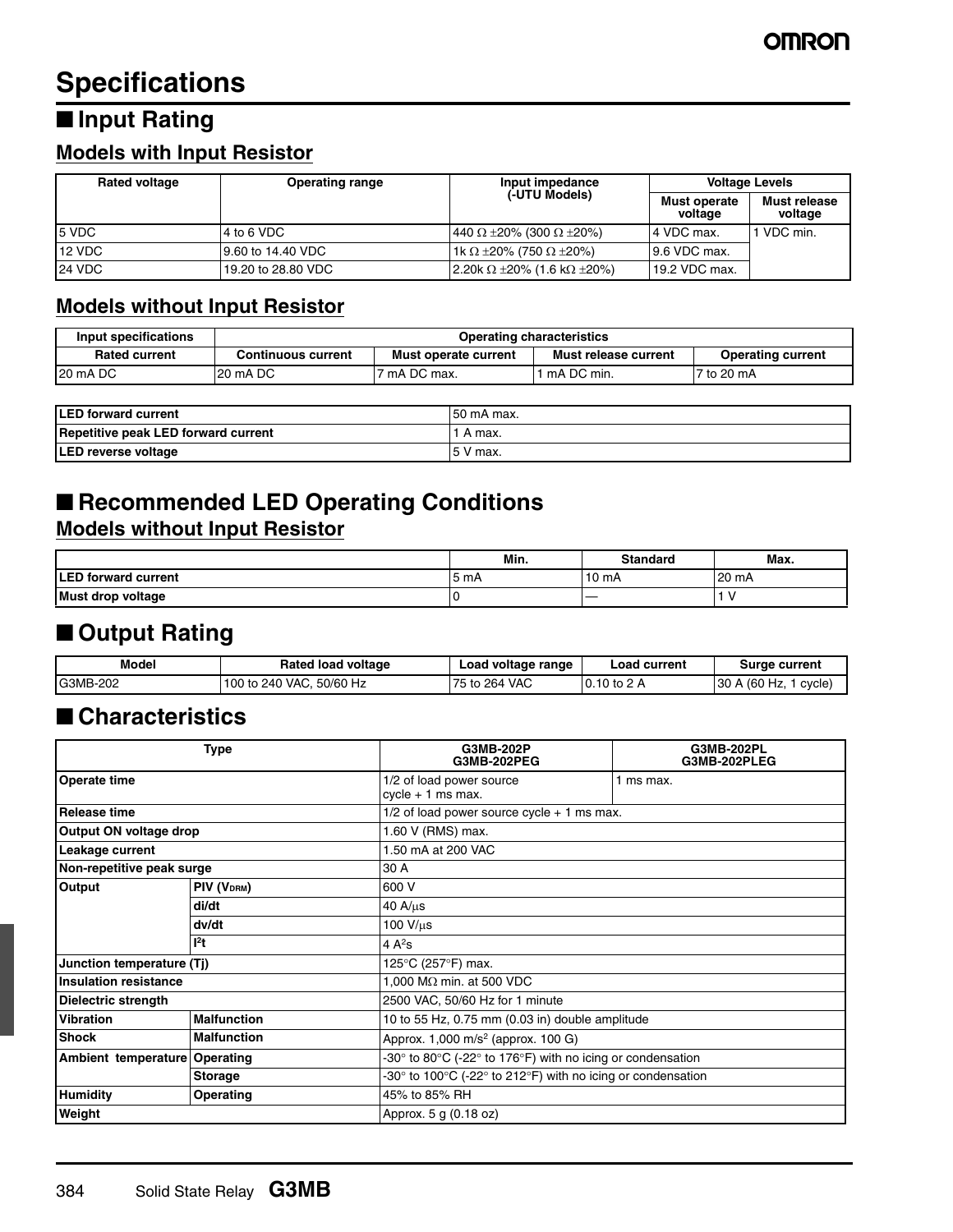# Specifications

## ■ Input Rating

### Models with Input Resistor

| Rated voltage | Operating range | Input impedance (-UTU Models) | Voltage Levels | |
|---|---|---|---|---|
| | | | Must operate voltage | Must release voltage |
| 5 VDC | 4 to 6 VDC | 440 Ω ±20% (300 Ω ±20%) | 4 VDC max. | 1 VDC min. |
| 12 VDC | 9.60 to 14.40 VDC | 1k Ω ±20% (750 Ω ±20%) | 9.6 VDC max. | |
| 24 VDC | 19.20 to 28.80 VDC | 2.20k Ω ±20% (1.6 kΩ ±20%) | 19.2 VDC max. | |

### Models without Input Resistor

| Input specifications | Operating characteristics | | | |
|---|---|---|---|---|
| Rated current | Continuous current | Must operate current | Must release current | Operating current |
| 20 mA DC | 20 mA DC | 7 mA DC max. | 1 mA DC min. | 7 to 20 mA |

| | |
|---|---|
| **LED forward current** | 50 mA max. |
| **Repetitive peak LED forward current** | 1 A max. |
| **LED reverse voltage** | 5 V max. |

## ■ Recommended LED Operating Conditions

### Models without Input Resistor

| | Min. | Standard | Max. |
|---|---|---|---|
| **LED forward current** | 5 mA | 10 mA | 20 mA |
| **Must drop voltage** | 0 | — | 1 V |

## ■ Output Rating

| Model | Rated load voltage | Load voltage range | Load current | Surge current |
|---|---|---|---|---|
| G3MB-202 | 100 to 240 VAC, 50/60 Hz | 75 to 264 VAC | 0.10 to 2 A | 30 A (60 Hz, 1 cycle) |

## ■ Characteristics

| Type | | G3MB-202P G3MB-202PEG | G3MB-202PL G3MB-202PLEG |
|---|---|---|---|
| **Operate time** | | 1/2 of load power source cycle + 1 ms max. | 1 ms max. |
| **Release time** | | 1/2 of load power source cycle + 1 ms max. | |
| **Output ON voltage drop** | | 1.60 V (RMS) max. | |
| **Leakage current** | | 1.50 mA at 200 VAC | |
| **Non-repetitive peak surge** | | 30 A | |
| **Output** | **PIV ($V_{DRM}$)** | 600 V | |
| | **di/dt** | 40 A/μs | |
| | **dv/dt** | 100 V/μs | |
| | **$I^2t$** | 4 $A^2s$ | |
| **Junction temperature (Tj)** | | 125°C (257°F) max. | |
| **Insulation resistance** | | 1,000 MΩ min. at 500 VDC | |
| **Dielectric strength** | | 2500 VAC, 50/60 Hz for 1 minute | |
| **Vibration** | **Malfunction** | 10 to 55 Hz, 0.75 mm (0.03 in) double amplitude | |
| **Shock** | **Malfunction** | Approx. 1,000 $m/s^2$ (approx. 100 G) | |
| **Ambient temperature** | **Operating** | -30° to 80°C (-22° to 176°F) with no icing or condensation | |
| | **Storage** | -30° to 100°C (-22° to 212°F) with no icing or condensation | |
| **Humidity** | **Operating** | 45% to 85% RH | |
| **Weight** | | Approx. 5 g (0.18 oz) | |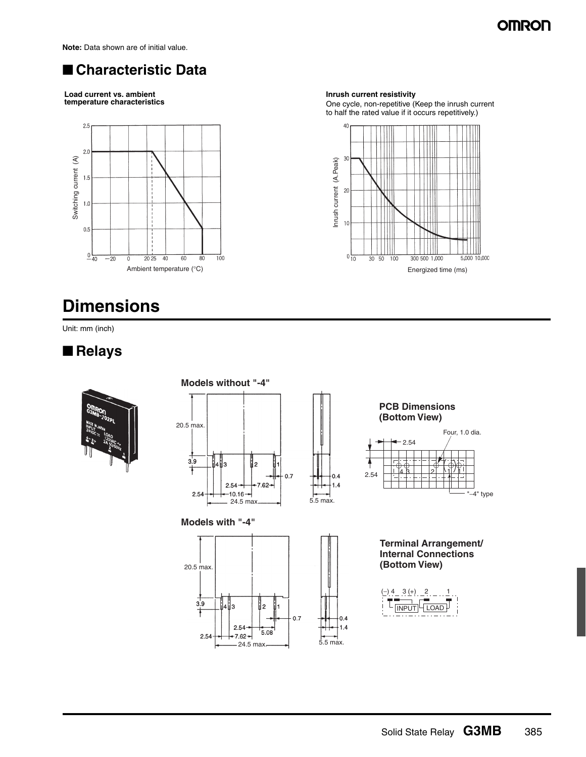**Note:** Data shown are of initial value.

## ■ Characteristic Data

**Load current vs. ambient temperature characteristics**

Switching current (A)

Ambient temperature (°C)

**Inrush current resistivity**

One cycle, non-repetitive (Keep the inrush current to half the rated value if it occurs repetitively.)

Inrush current (A.Peak)

Energized time (ms)

# Dimensions

Unit: mm (inch)

## ■ Relays

**Models without "-4"**

20.5 max.

3.9

0.7

2.54 — 7.62

2.54 — 10.16

24.5 max.

0.4

1.4

5.5 max.

**PCB Dimensions (Bottom View)**

Four, 1.0 dia.

2.54

2.54

"–4" type

**Models with "-4"**

20.5 max.

3.9

0.7

2.54 — 5.08

2.54 — 7.62

24.5 max.

0.4

1.4

5.5 max.

**Terminal Arrangement/ Internal Connections (Bottom View)**

(–) 4   3 (+)   2   1

INPUT   LOAD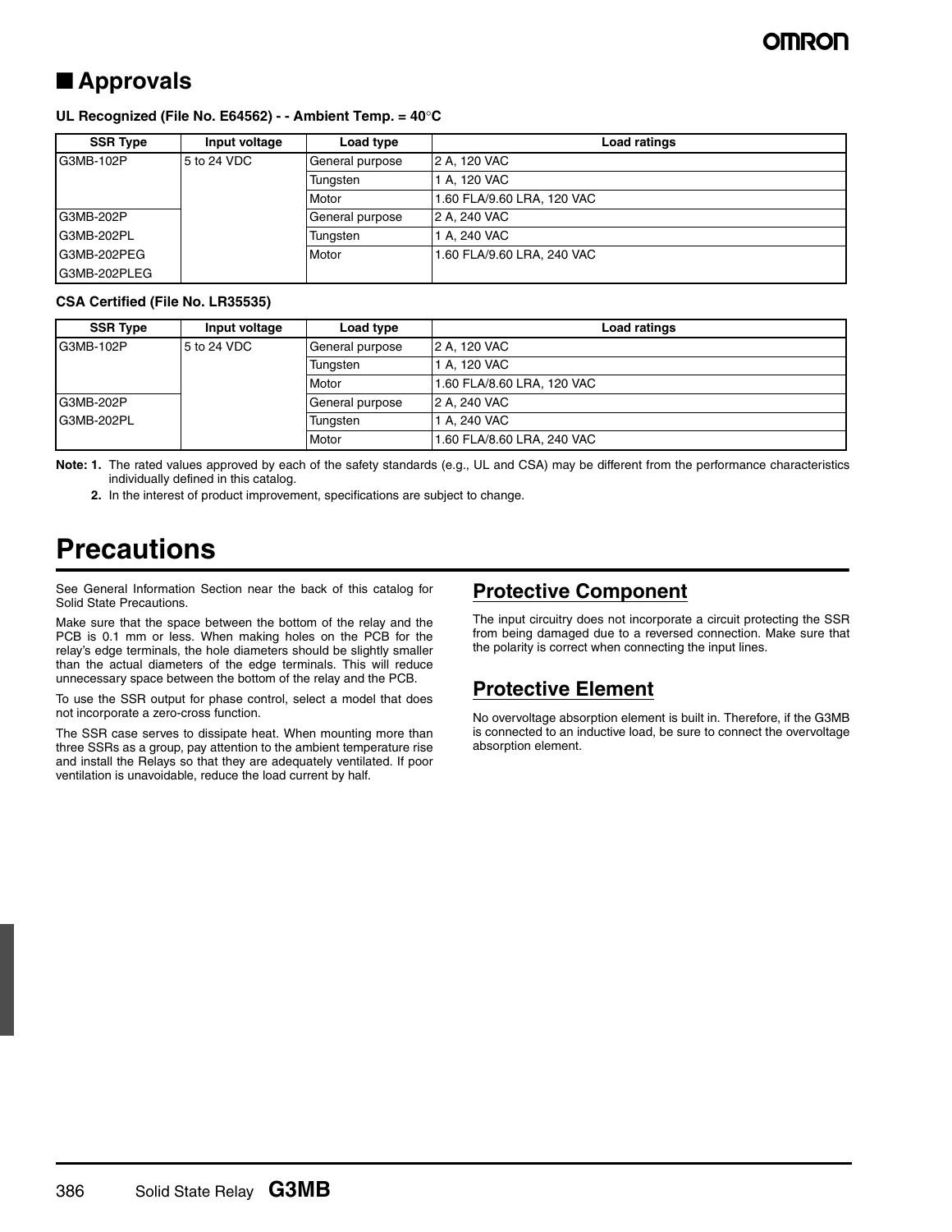## ■ Approvals

**UL Recognized (File No. E64562) - - Ambient Temp. = 40°C**

| SSR Type | Input voltage | Load type | Load ratings |
|---|---|---|---|
| G3MB-102P | 5 to 24 VDC | General purpose | 2 A, 120 VAC |
| | | Tungsten | 1 A, 120 VAC |
| | | Motor | 1.60 FLA/9.60 LRA, 120 VAC |
| G3MB-202P<br>G3MB-202PL<br>G3MB-202PEG<br>G3MB-202PLEG | | General purpose | 2 A, 240 VAC |
| | | Tungsten | 1 A, 240 VAC |
| | | Motor | 1.60 FLA/9.60 LRA, 240 VAC |

**CSA Certified (File No. LR35535)**

| SSR Type | Input voltage | Load type | Load ratings |
|---|---|---|---|
| G3MB-102P | 5 to 24 VDC | General purpose | 2 A, 120 VAC |
| | | Tungsten | 1 A, 120 VAC |
| | | Motor | 1.60 FLA/8.60 LRA, 120 VAC |
| G3MB-202P<br>G3MB-202PL | | General purpose | 2 A, 240 VAC |
| | | Tungsten | 1 A, 240 VAC |
| | | Motor | 1.60 FLA/8.60 LRA, 240 VAC |

**Note: 1.** The rated values approved by each of the safety standards (e.g., UL and CSA) may be different from the performance characteristics individually defined in this catalog.

**2.** In the interest of product improvement, specifications are subject to change.

# Precautions

See General Information Section near the back of this catalog for Solid State Precautions.

Make sure that the space between the bottom of the relay and the PCB is 0.1 mm or less. When making holes on the PCB for the relay's edge terminals, the hole diameters should be slightly smaller than the actual diameters of the edge terminals. This will reduce unnecessary space between the bottom of the relay and the PCB.

To use the SSR output for phase control, select a model that does not incorporate a zero-cross function.

The SSR case serves to dissipate heat. When mounting more than three SSRs as a group, pay attention to the ambient temperature rise and install the Relays so that they are adequately ventilated. If poor ventilation is unavoidable, reduce the load current by half.

## Protective Component

The input circuitry does not incorporate a circuit protecting the SSR from being damaged due to a reversed connection. Make sure that the polarity is correct when connecting the input lines.

## Protective Element

No overvoltage absorption element is built in. Therefore, if the G3MB is connected to an inductive load, be sure to connect the overvoltage absorption element.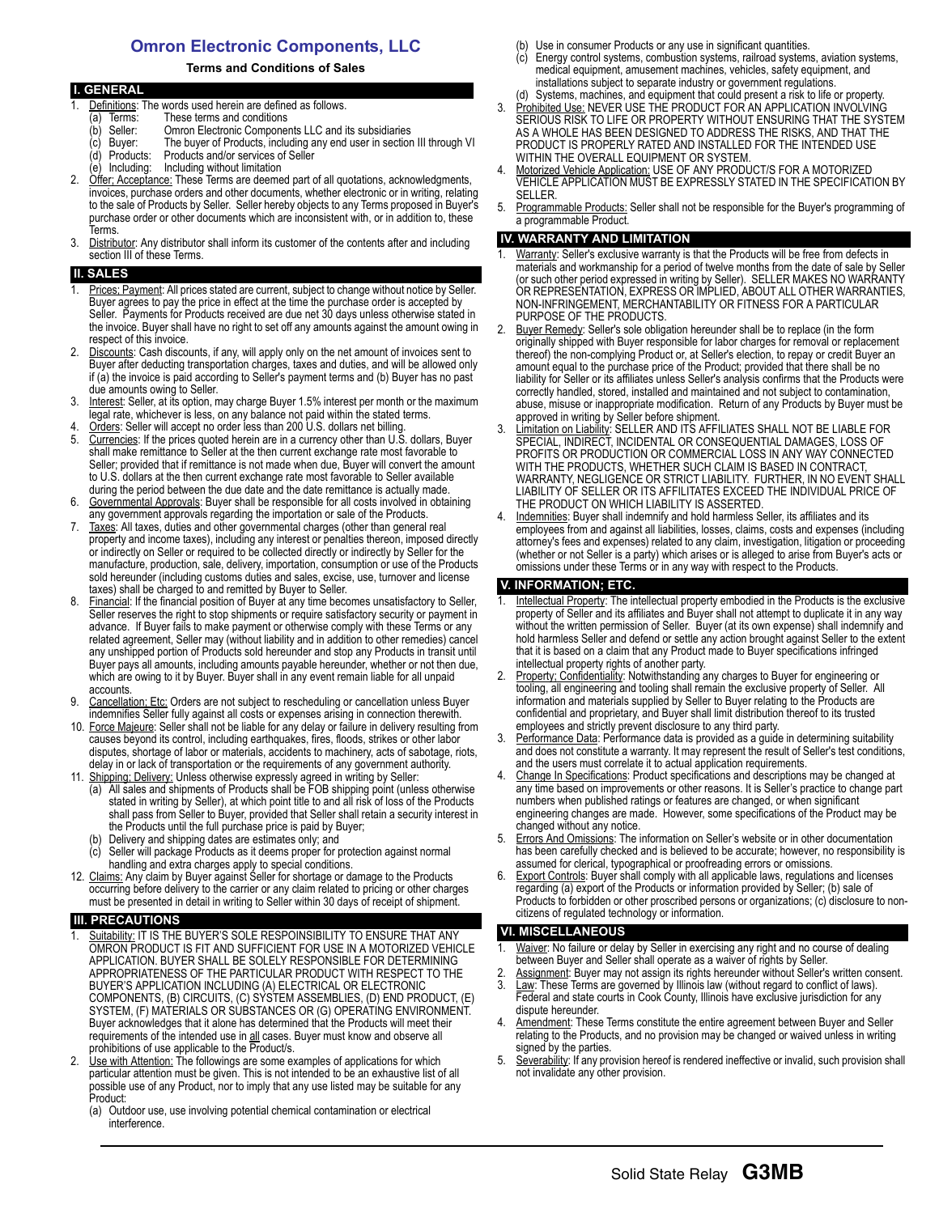# Omron Electronic Components, LLC

**Terms and Conditions of Sales**

## I. GENERAL

1. Definitions: The words used herein are defined as follows.
   - (a) Terms: These terms and conditions
   - (b) Seller: Omron Electronic Components LLC and its subsidiaries
   - (c) Buyer: The buyer of Products, including any end user in section III through VI
   - (d) Products: Products and/or services of Seller
   - (e) Including: Including without limitation
2. Offer; Acceptance: These Terms are deemed part of all quotations, acknowledgments, invoices, purchase orders and other documents, whether electronic or in writing, relating to the sale of Products by Seller. Seller hereby objects to any Terms proposed in Buyer's purchase order or other documents which are inconsistent with, or in addition to, these Terms.
3. Distributor: Any distributor shall inform its customer of the contents after and including section III of these Terms.

## II. SALES

1. Prices; Payment: All prices stated are current, subject to change without notice by Seller. Buyer agrees to pay the price in effect at the time the purchase order is accepted by Seller. Payments for Products received are due net 30 days unless otherwise stated in the invoice. Buyer shall have no right to set off any amounts against the amount owing in respect of this invoice.
2. Discounts: Cash discounts, if any, will apply only on the net amount of invoices sent to Buyer after deducting transportation charges, taxes and duties, and will be allowed only if (a) the invoice is paid according to Seller's payment terms and (b) Buyer has no past due amounts owing to Seller.
3. Interest: Seller, at its option, may charge Buyer 1.5% interest per month or the maximum legal rate, whichever is less, on any balance not paid within the stated terms.
4. Orders: Seller will accept no order less than 200 U.S. dollars net billing.
5. Currencies: If the prices quoted herein are in a currency other than U.S. dollars, Buyer shall make remittance to Seller at the then current exchange rate most favorable to Seller; provided that if remittance is not made when due, Buyer will convert the amount to U.S. dollars at the then current exchange rate most favorable to Seller available during the period between the due date and the date remittance is actually made.
6. Governmental Approvals: Buyer shall be responsible for all costs involved in obtaining any government approvals regarding the importation or sale of the Products.
7. Taxes: All taxes, duties and other governmental charges (other than general real property and income taxes), including any interest or penalties thereon, imposed directly or indirectly on Seller or required to be collected directly or indirectly by Seller for the manufacture, production, sale, delivery, importation, consumption or use of the Products sold hereunder (including customs duties and sales, excise, use, turnover and license taxes) shall be charged to and remitted by Buyer to Seller.
8. Financial: If the financial position of Buyer at any time becomes unsatisfactory to Seller, Seller reserves the right to stop shipments or require satisfactory security or payment in advance. If Buyer fails to make payment or otherwise comply with these Terms or any related agreement, Seller may (without liability and in addition to other remedies) cancel any unshipped portion of Products sold hereunder and stop any Products in transit until Buyer pays all amounts, including amounts payable hereunder, whether or not then due, which are owing to it by Buyer. Buyer shall in any event remain liable for all unpaid accounts.
9. Cancellation; Etc: Orders are not subject to rescheduling or cancellation unless Buyer indemnifies Seller fully against all costs or expenses arising in connection therewith.
10. Force Majeure: Seller shall not be liable for any delay or failure in delivery resulting from causes beyond its control, including earthquakes, fires, floods, strikes or other labor disputes, shortage of labor or materials, accidents to machinery, acts of sabotage, riots, delay in or lack of transportation or the requirements of any government authority.
11. Shipping; Delivery: Unless otherwise expressly agreed in writing by Seller:
    - (a) All sales and shipments of Products shall be FOB shipping point (unless otherwise stated in writing by Seller), at which point title to and all risk of loss of the Products shall pass from Seller to Buyer, provided that Seller shall retain a security interest in the Products until the full purchase price is paid by Buyer;
    - (b) Delivery and shipping dates are estimates only; and
    - (c) Seller will package Products as it deems proper for protection against normal handling and extra charges apply to special conditions.
12. Claims: Any claim by Buyer against Seller for shortage or damage to the Products occurring before delivery to the carrier or any claim related to pricing or other charges must be presented in detail in writing to Seller within 30 days of receipt of shipment.

## III. PRECAUTIONS

1. Suitability: IT IS THE BUYER'S SOLE RESPOINSIBILITY TO ENSURE THAT ANY OMRON PRODUCT IS FIT AND SUFFICIENT FOR USE IN A MOTORIZED VEHICLE APPLICATION. BUYER SHALL BE SOLELY RESPONSIBLE FOR DETERMINING APPROPRIATENESS OF THE PARTICULAR PRODUCT WITH RESPECT TO THE BUYER'S APPLICATION INCLUDING (A) ELECTRICAL OR ELECTRONIC COMPONENTS, (B) CIRCUITS, (C) SYSTEM ASSEMBLIES, (D) END PRODUCT, (E) SYSTEM, (F) MATERIALS OR SUBSTANCES OR (G) OPERATING ENVIRONMENT. Buyer acknowledges that it alone has determined that the Products will meet their requirements of the intended use in all cases. Buyer must know and observe all prohibitions of use applicable to the Product/s.
2. Use with Attention: The followings are some examples of applications for which particular attention must be given. This is not intended to be an exhaustive list of all possible use of any Product, nor to imply that any use listed may be suitable for any Product:
   - (a) Outdoor use, use involving potential chemical contamination or electrical interference.
   - (b) Use in consumer Products or any use in significant quantities.
   - (c) Energy control systems, combustion systems, railroad systems, aviation systems, medical equipment, amusement machines, vehicles, safety equipment, and installations subject to separate industry or government regulations.
   - (d) Systems, machines, and equipment that could present a risk to life or property.
3. Prohibited Use: NEVER USE THE PRODUCT FOR AN APPLICATION INVOLVING SERIOUS RISK TO LIFE OR PROPERTY WITHOUT ENSURING THAT THE SYSTEM AS A WHOLE HAS BEEN DESIGNED TO ADDRESS THE RISKS, AND THAT THE PRODUCT IS PROPERLY RATED AND INSTALLED FOR THE INTENDED USE WITHIN THE OVERALL EQUIPMENT OR SYSTEM.
4. Motorized Vehicle Application: USE OF ANY PRODUCT/S FOR A MOTORIZED VEHICLE APPLICATION MUST BE EXPRESSLY STATED IN THE SPECIFICATION BY SELLER.
5. Programmable Products: Seller shall not be responsible for the Buyer's programming of a programmable Product.

## IV. WARRANTY AND LIMITATION

1. Warranty: Seller's exclusive warranty is that the Products will be free from defects in materials and workmanship for a period of twelve months from the date of sale by Seller (or such other period expressed in writing by Seller). SELLER MAKES NO WARRANTY OR REPRESENTATION, EXPRESS OR IMPLIED, ABOUT ALL OTHER WARRANTIES, NON-INFRINGEMENT, MERCHANTABILITY OR FITNESS FOR A PARTICULAR PURPOSE OF THE PRODUCTS.
2. Buyer Remedy: Seller's sole obligation hereunder shall be to replace (in the form originally shipped with Buyer responsible for labor charges for removal or replacement thereof) the non-complying Product or, at Seller's election, to repay or credit Buyer an amount equal to the purchase price of the Product; provided that there shall be no liability for Seller or its affiliates unless Seller's analysis confirms that the Products were correctly handled, stored, installed and maintained and not subject to contamination, abuse, misuse or inappropriate modification. Return of any Products by Buyer must be approved in writing by Seller before shipment.
3. Limitation on Liability: SELLER AND ITS AFFILIATES SHALL NOT BE LIABLE FOR SPECIAL, INDIRECT, INCIDENTAL OR CONSEQUENTIAL DAMAGES, LOSS OF PROFITS OR PRODUCTION OR COMMERCIAL LOSS IN ANY WAY CONNECTED WITH THE PRODUCTS, WHETHER SUCH CLAIM IS BASED IN CONTRACT, WARRANTY, NEGLIGENCE OR STRICT LIABILITY. FURTHER, IN NO EVENT SHALL LIABILITY OF SELLER OR ITS AFFILIATES EXCEED THE INDIVIDUAL PRICE OF THE PRODUCT ON WHICH LIABILITY IS ASSERTED.
4. Indemnities: Buyer shall indemnify and hold harmless Seller, its affiliates and its employees from and against all liabilities, losses, claims, costs and expenses (including attorney's fees and expenses) related to any claim, investigation, litigation or proceeding (whether or not Seller is a party) which arises or is alleged to arise from Buyer's acts or omissions under these Terms or in any way with respect to the Products.

## V. INFORMATION; ETC.

1. Intellectual Property: The intellectual property embodied in the Products is the exclusive property of Seller and its affiliates and Buyer shall not attempt to duplicate it in any way without the written permission of Seller. Buyer (at its own expense) shall indemnify and hold harmless Seller and defend or settle any action brought against Seller to the extent that it is based on a claim that any Product made to Buyer specifications infringed intellectual property rights of another party.
2. Property; Confidentiality: Notwithstanding any charges to Buyer for engineering or tooling, all engineering and tooling shall remain the exclusive property of Seller. All information and materials supplied by Seller to Buyer relating to the Products are confidential and proprietary, and Buyer shall limit distribution thereof to its trusted employees and strictly prevent disclosure to any third party.
3. Performance Data: Performance data is provided as a guide in determining suitability and does not constitute a warranty. It may represent the result of Seller's test conditions, and the users must correlate it to actual application requirements.
4. Change In Specifications: Product specifications and descriptions may be changed at any time based on improvements or other reasons. It is Seller's practice to change part numbers when published ratings or features are changed, or when significant engineering changes are made. However, some specifications of the Product may be changed without any notice.
5. Errors And Omissions: The information on Seller's website or in other documentation has been carefully checked and is believed to be accurate; however, no responsibility is assumed for clerical, typographical or proofreading errors or omissions.
6. Export Controls: Buyer shall comply with all applicable laws, regulations and licenses regarding (a) export of the Products or information provided by Seller; (b) sale of Products to forbidden or other proscribed persons or organizations; (c) disclosure to non-citizens of regulated technology or information.

## VI. MISCELLANEOUS

1. Waiver: No failure or delay by Seller in exercising any right and no course of dealing between Buyer and Seller shall operate as a waiver of rights by Seller.
2. Assignment: Buyer may not assign its rights hereunder without Seller's written consent.
3. Law: These Terms are governed by Illinois law (without regard to conflict of laws). Federal and state courts in Cook County, Illinois have exclusive jurisdiction for any dispute hereunder.
4. Amendment: These Terms constitute the entire agreement between Buyer and Seller relating to the Products, and no provision may be changed or waived unless in writing signed by the parties.
5. Severability: If any provision hereof is rendered ineffective or invalid, such provision shall not invalidate any other provision.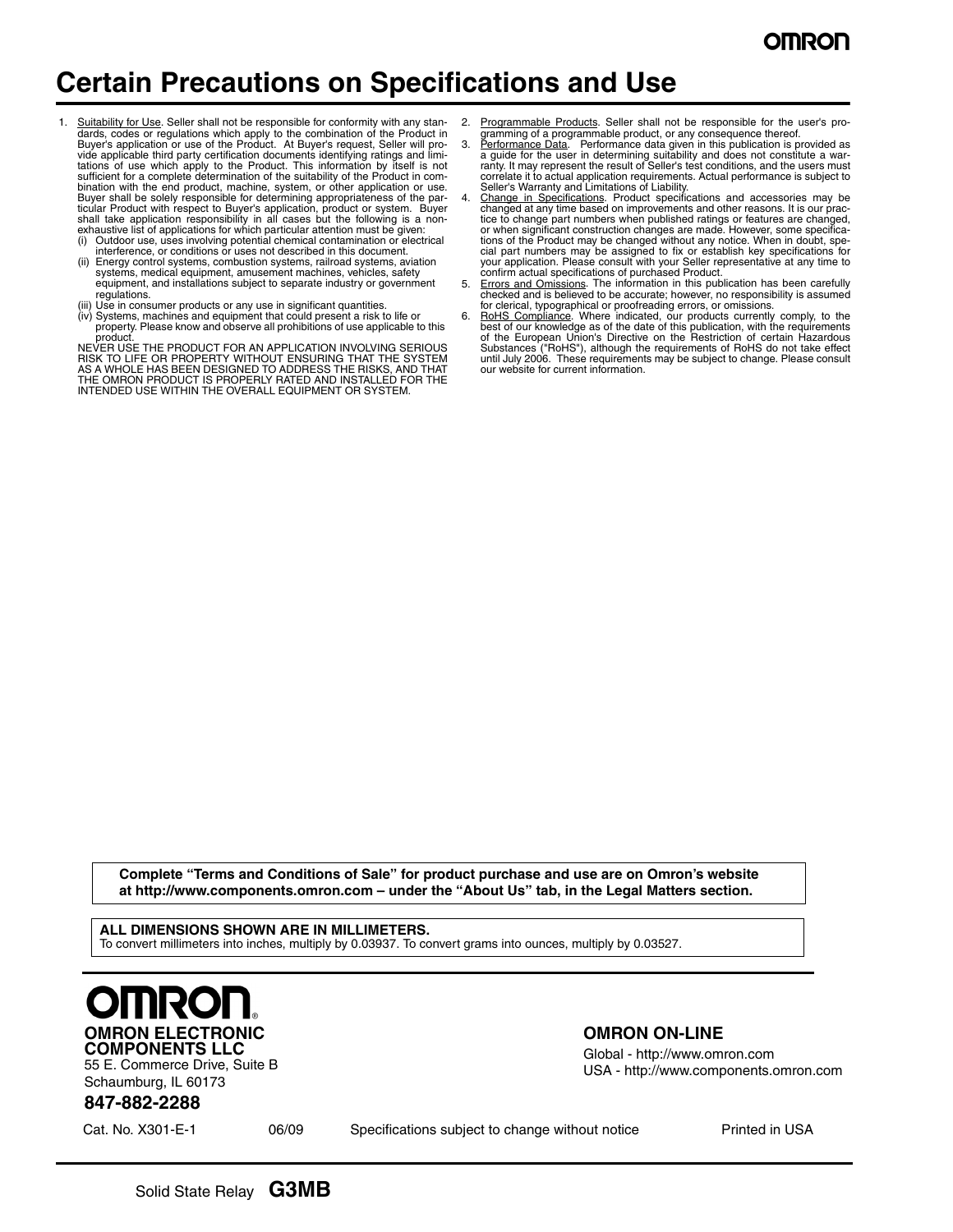# Certain Precautions on Specifications and Use

1. Suitability for Use. Seller shall not be responsible for conformity with any standards, codes or regulations which apply to the combination of the Product in Buyer's application or use of the Product. At Buyer's request, Seller will provide applicable third party certification documents identifying ratings and limitations of use which apply to the Product. This information by itself is not sufficient for a complete determination of the suitability of the Product in combination with the end product, machine, system, or other application or use. Buyer shall be solely responsible for determining appropriateness of the particular Product with respect to Buyer's application, product or system. Buyer shall take application responsibility in all cases but the following is a non-exhaustive list of applications for which particular attention must be given:
   (i) Outdoor use, uses involving potential chemical contamination or electrical interference, or conditions or uses not described in this document.
   (ii) Energy control systems, combustion systems, railroad systems, aviation systems, medical equipment, amusement machines, vehicles, safety equipment, and installations subject to separate industry or government regulations.
   (iii) Use in consumer products or any use in significant quantities.
   (iv) Systems, machines and equipment that could present a risk to life or property. Please know and observe all prohibitions of use applicable to this product.

   NEVER USE THE PRODUCT FOR AN APPLICATION INVOLVING SERIOUS RISK TO LIFE OR PROPERTY WITHOUT ENSURING THAT THE SYSTEM AS A WHOLE HAS BEEN DESIGNED TO ADDRESS THE RISKS, AND THAT THE OMRON PRODUCT IS PROPERLY RATED AND INSTALLED FOR THE INTENDED USE WITHIN THE OVERALL EQUIPMENT OR SYSTEM.
2. Programmable Products. Seller shall not be responsible for the user's programming of a programmable product, or any consequence thereof.
3. Performance Data. Performance data given in this publication is provided as a guide for the user in determining suitability and does not constitute a warranty. It may represent the result of Seller's test conditions, and the users must correlate it to actual application requirements. Actual performance is subject to Seller's Warranty and Limitations of Liability.
4. Change in Specifications. Product specifications and accessories may be changed at any time based on improvements and other reasons. It is our practice to change part numbers when published ratings or features are changed, or when significant construction changes are made. However, some specifications of the Product may be changed without any notice. When in doubt, special part numbers may be assigned to fix or establish key specifications for your application. Please consult with your Seller representative at any time to confirm actual specifications of purchased Product.
5. Errors and Omissions. The information in this publication has been carefully checked and is believed to be accurate; however, no responsibility is assumed for clerical, typographical or proofreading errors, or omissions.
6. RoHS Compliance. Where indicated, our products currently comply, to the best of our knowledge as of the date of this publication, with the requirements of the European Union's Directive on the Restriction of certain Hazardous Substances ("RoHS"), although the requirements of RoHS do not take effect until July 2006. These requirements may be subject to change. Please consult our website for current information.

**Complete "Terms and Conditions of Sale" for product purchase and use are on Omron's website at http://www.components.omron.com – under the "About Us" tab, in the Legal Matters section.**

**ALL DIMENSIONS SHOWN ARE IN MILLIMETERS.**
To convert millimeters into inches, multiply by 0.03937. To convert grams into ounces, multiply by 0.03527.

**OMRON**

**OMRON ELECTRONIC COMPONENTS LLC**
55 E. Commerce Drive, Suite B
Schaumburg, IL 60173

**847-882-2288**

**OMRON ON-LINE**
Global - http://www.omron.com
USA - http://www.components.omron.com

Cat. No. X301-E-1 06/09 Specifications subject to change without notice Printed in USA

Solid State Relay **G3MB**